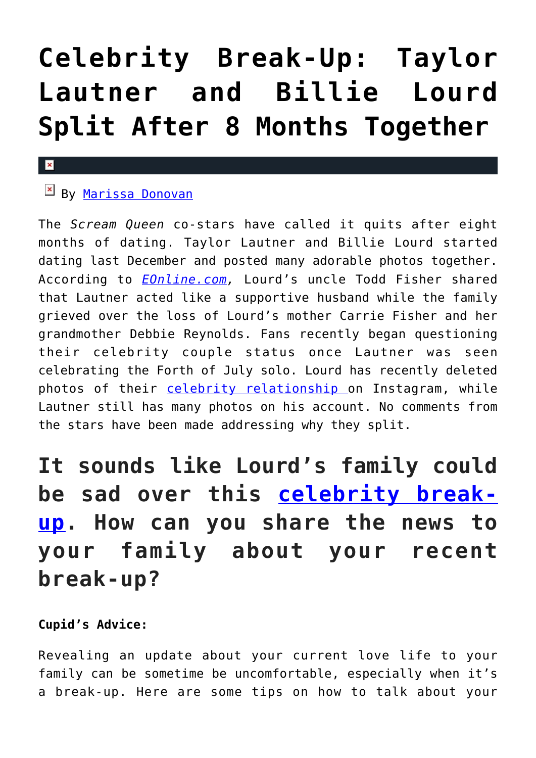# Celebrity Break-Up: Taylor Lautner and Billie Lourd Split After 8 Months Together

By Marissa Donovan

The *Scream Queen* co-stars have called it quits after eight months of dating. Taylor Lautner and Billie Lourd started dating last December and posted many adorable photos together. According to *EOnline.com*, Lourd's uncle Todd Fisher shared that Lautner acted like a supportive husband while the family grieved over the loss of Lourd's mother Carrie Fisher and her grandmother Debbie Reynolds. Fans recently began questioning their celebrity couple status once Lautner was seen celebrating the Forth of July solo. Lourd has recently deleted photos of their celebrity relationship on Instagram, while Lautner still has many photos on his account. No comments from the stars have been made addressing why they split.

## It sounds like Lourd's family could be sad over this celebrity break-up. How can you share the news to your family about your recent break-up?

**Cupid's Advice:**

Revealing an update about your current love life to your family can be sometime be uncomfortable, especially when it's a break-up. Here are some tips on how to talk about your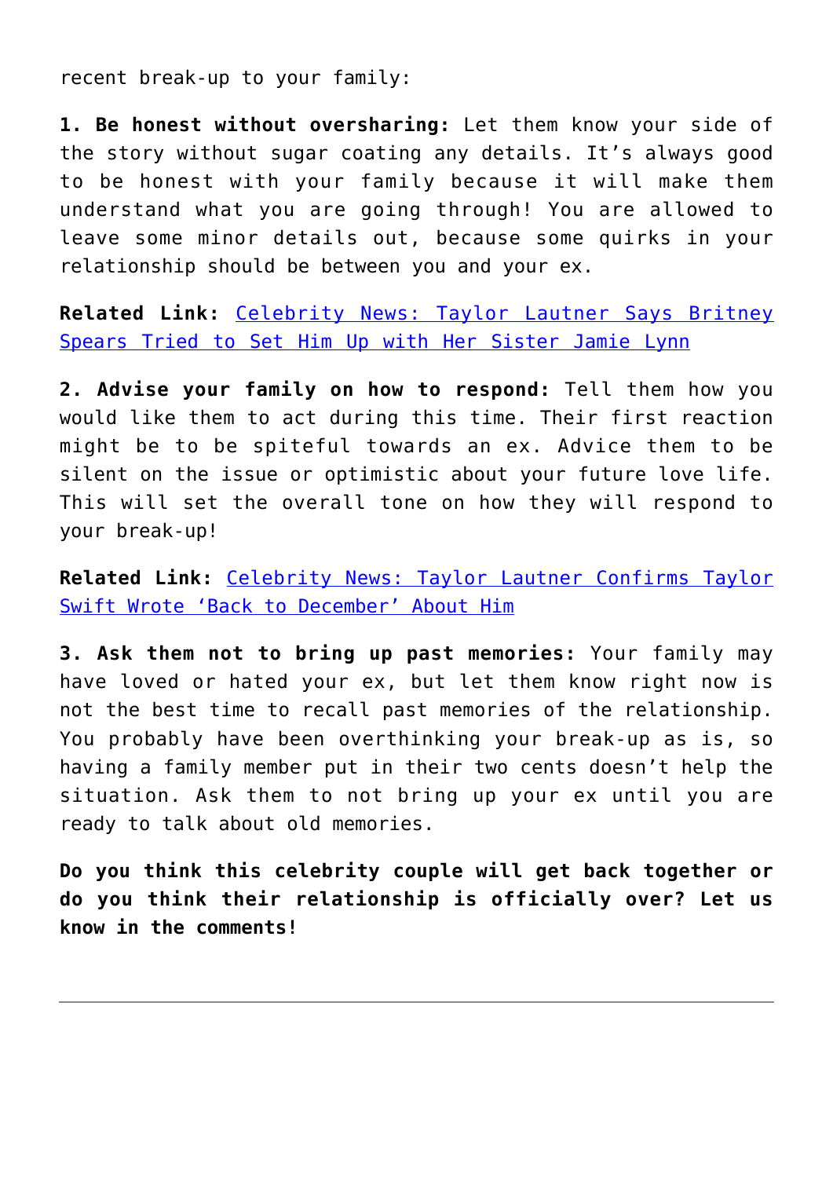recent break-up to your family:

**1. Be honest without oversharing:** Let them know your side of the story without sugar coating any details. It's always good to be honest with your family because it will make them understand what you are going through! You are allowed to leave some minor details out, because some quirks in your relationship should be between you and your ex.

**Related Link:** Celebrity News: Taylor Lautner Says Britney Spears Tried to Set Him Up with Her Sister Jamie Lynn

**2. Advise your family on how to respond:** Tell them how you would like them to act during this time. Their first reaction might be to be spiteful towards an ex. Advice them to be silent on the issue or optimistic about your future love life. This will set the overall tone on how they will respond to your break-up!

**Related Link:** Celebrity News: Taylor Lautner Confirms Taylor Swift Wrote 'Back to December' About Him

**3. Ask them not to bring up past memories:** Your family may have loved or hated your ex, but let them know right now is not the best time to recall past memories of the relationship. You probably have been overthinking your break-up as is, so having a family member put in their two cents doesn't help the situation. Ask them to not bring up your ex until you are ready to talk about old memories.

**Do you think this celebrity couple will get back together or do you think their relationship is officially over? Let us know in the comments!**

---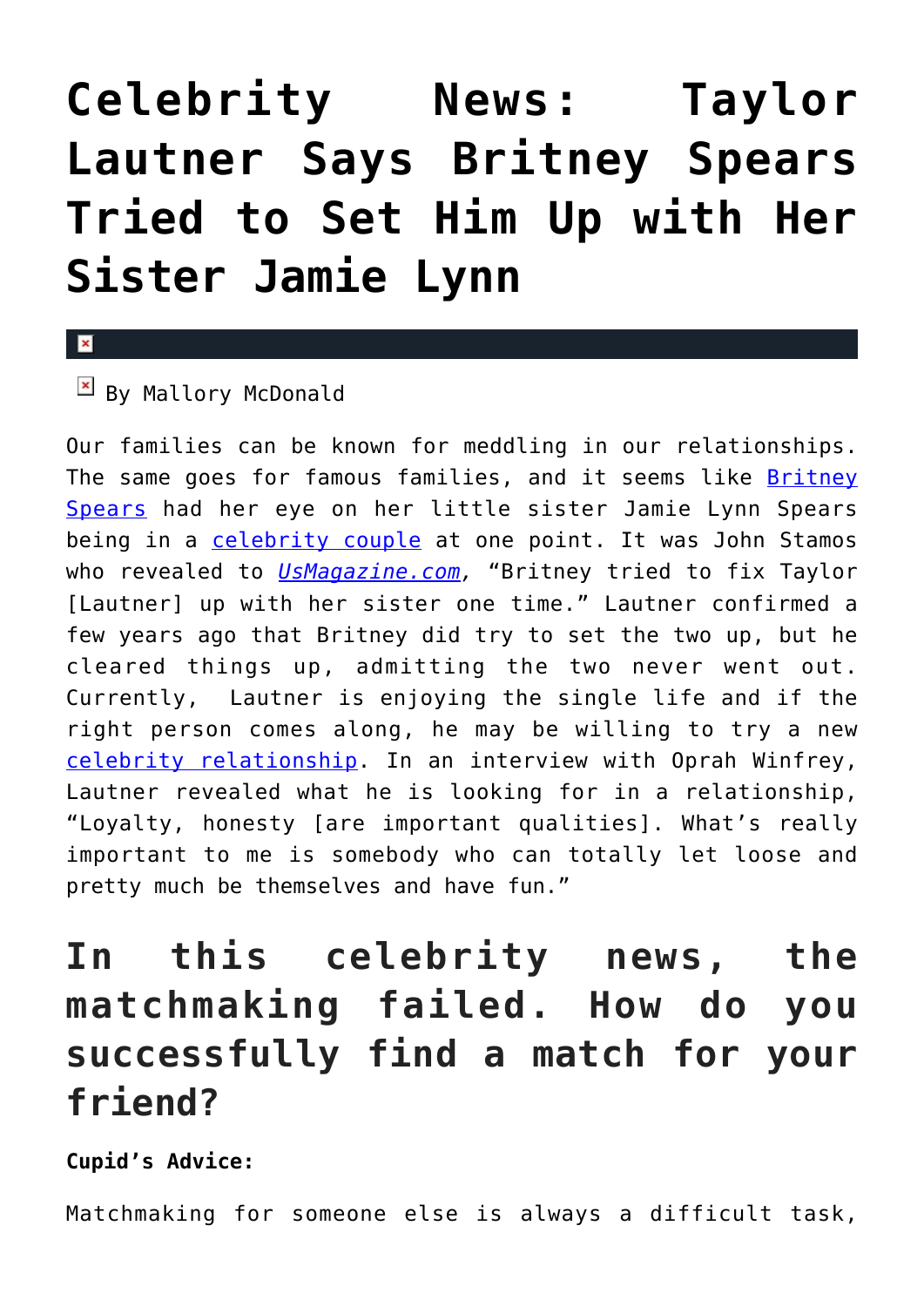# Celebrity News: Taylor Lautner Says Britney Spears Tried to Set Him Up with Her Sister Jamie Lynn

By Mallory McDonald

Our families can be known for meddling in our relationships. The same goes for famous families, and it seems like Britney Spears had her eye on her little sister Jamie Lynn Spears being in a celebrity couple at one point. It was John Stamos who revealed to *UsMagazine.com*, "Britney tried to fix Taylor [Lautner] up with her sister one time." Lautner confirmed a few years ago that Britney did try to set the two up, but he cleared things up, admitting the two never went out. Currently, Lautner is enjoying the single life and if the right person comes along, he may be willing to try a new celebrity relationship. In an interview with Oprah Winfrey, Lautner revealed what he is looking for in a relationship, "Loyalty, honesty [are important qualities]. What's really important to me is somebody who can totally let loose and pretty much be themselves and have fun."

## In this celebrity news, the matchmaking failed. How do you successfully find a match for your friend?

**Cupid's Advice:**

Matchmaking for someone else is always a difficult task,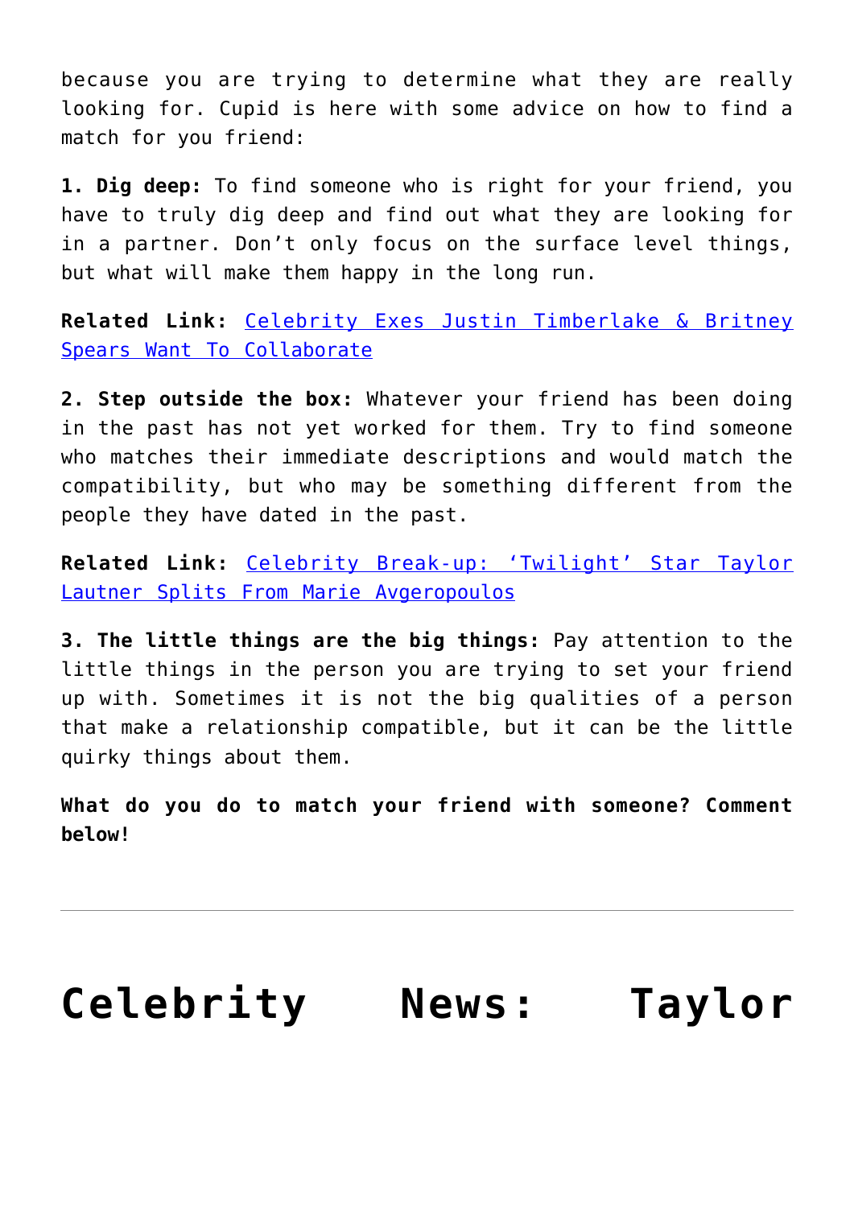because you are trying to determine what they are really looking for. Cupid is here with some advice on how to find a match for you friend:

**1. Dig deep:** To find someone who is right for your friend, you have to truly dig deep and find out what they are looking for in a partner. Don't only focus on the surface level things, but what will make them happy in the long run.

**Related Link:** Celebrity Exes Justin Timberlake & Britney Spears Want To Collaborate

**2. Step outside the box:** Whatever your friend has been doing in the past has not yet worked for them. Try to find someone who matches their immediate descriptions and would match the compatibility, but who may be something different from the people they have dated in the past.

**Related Link:** Celebrity Break-up: 'Twilight' Star Taylor Lautner Splits From Marie Avgeropoulos

**3. The little things are the big things:** Pay attention to the little things in the person you are trying to set your friend up with. Sometimes it is not the big qualities of a person that make a relationship compatible, but it can be the little quirky things about them.

**What do you do to match your friend with someone? Comment below!**

---

# Celebrity News: Taylor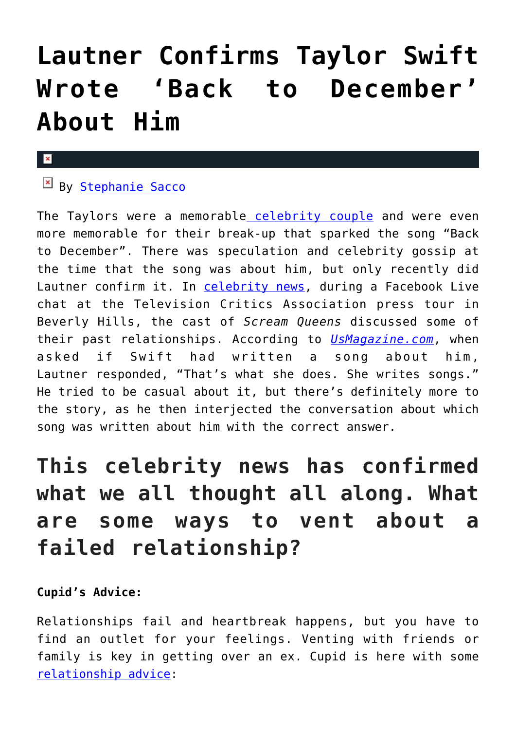# Lautner Confirms Taylor Swift Wrote 'Back to December' About Him

By Stephanie Sacco

The Taylors were a memorable celebrity couple and were even more memorable for their break-up that sparked the song "Back to December". There was speculation and celebrity gossip at the time that the song was about him, but only recently did Lautner confirm it. In celebrity news, during a Facebook Live chat at the Television Critics Association press tour in Beverly Hills, the cast of *Scream Queens* discussed some of their past relationships. According to *UsMagazine.com*, when asked if Swift had written a song about him, Lautner responded, "That's what she does. She writes songs." He tried to be casual about it, but there's definitely more to the story, as he then interjected the conversation about which song was written about him with the correct answer.

## This celebrity news has confirmed what we all thought all along. What are some ways to vent about a failed relationship?

**Cupid's Advice:**

Relationships fail and heartbreak happens, but you have to find an outlet for your feelings. Venting with friends or family is key in getting over an ex. Cupid is here with some relationship advice: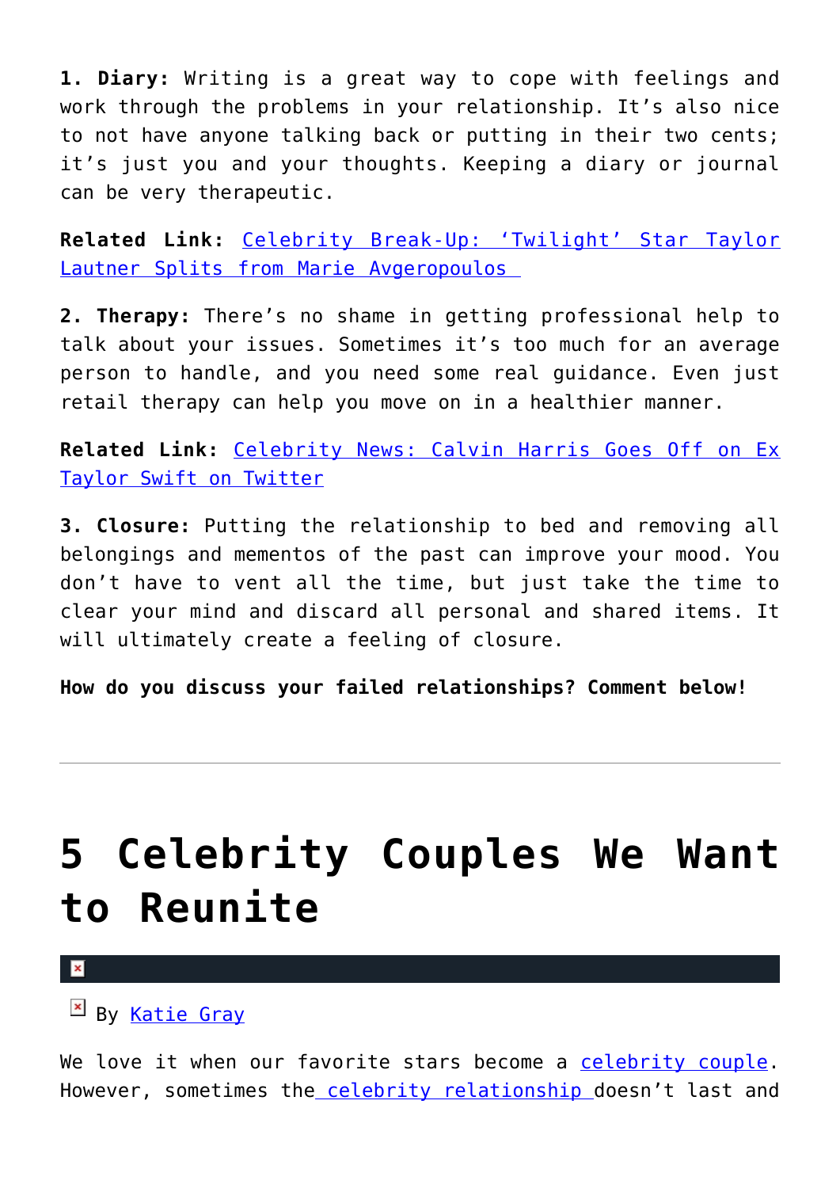**1. Diary:** Writing is a great way to cope with feelings and work through the problems in your relationship. It's also nice to not have anyone talking back or putting in their two cents; it's just you and your thoughts. Keeping a diary or journal can be very therapeutic.

**Related Link:** Celebrity Break-Up: 'Twilight' Star Taylor Lautner Splits from Marie Avgeropoulos

**2. Therapy:** There's no shame in getting professional help to talk about your issues. Sometimes it's too much for an average person to handle, and you need some real guidance. Even just retail therapy can help you move on in a healthier manner.

**Related Link:** Celebrity News: Calvin Harris Goes Off on Ex Taylor Swift on Twitter

**3. Closure:** Putting the relationship to bed and removing all belongings and mementos of the past can improve your mood. You don't have to vent all the time, but just take the time to clear your mind and discard all personal and shared items. It will ultimately create a feeling of closure.

**How do you discuss your failed relationships? Comment below!**

---

# 5 Celebrity Couples We Want to Reunite

By Katie Gray

We love it when our favorite stars become a celebrity couple. However, sometimes the celebrity relationship doesn't last and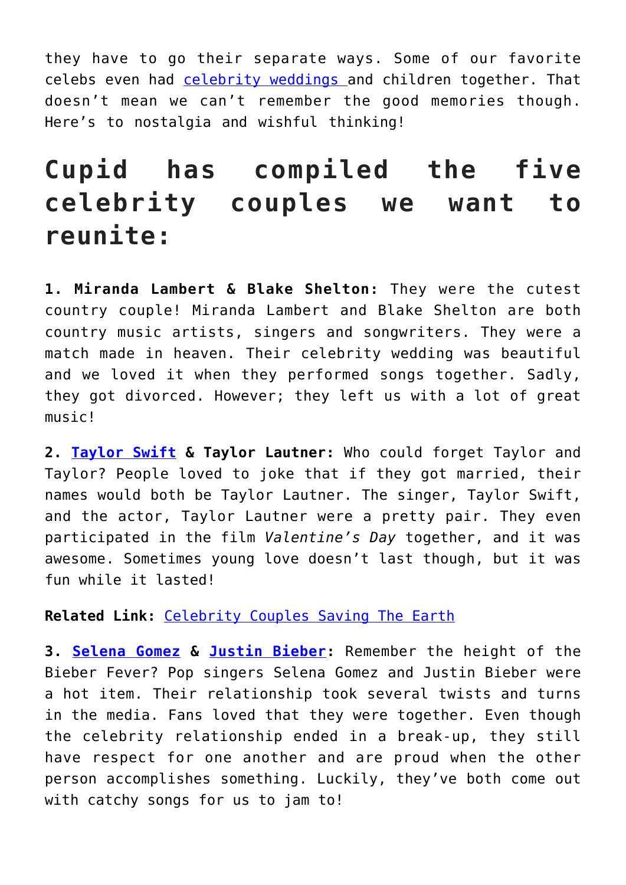they have to go their separate ways. Some of our favorite celebs even had celebrity weddings and children together. That doesn't mean we can't remember the good memories though. Here's to nostalgia and wishful thinking!

## Cupid has compiled the five celebrity couples we want to reunite:

**1. Miranda Lambert & Blake Shelton:** They were the cutest country couple! Miranda Lambert and Blake Shelton are both country music artists, singers and songwriters. They were a match made in heaven. Their celebrity wedding was beautiful and we loved it when they performed songs together. Sadly, they got divorced. However; they left us with a lot of great music!

**2. Taylor Swift & Taylor Lautner:** Who could forget Taylor and Taylor? People loved to joke that if they got married, their names would both be Taylor Lautner. The singer, Taylor Swift, and the actor, Taylor Lautner were a pretty pair. They even participated in the film *Valentine's Day* together, and it was awesome. Sometimes young love doesn't last though, but it was fun while it lasted!

**Related Link:** Celebrity Couples Saving The Earth

**3. Selena Gomez & Justin Bieber:** Remember the height of the Bieber Fever? Pop singers Selena Gomez and Justin Bieber were a hot item. Their relationship took several twists and turns in the media. Fans loved that they were together. Even though the celebrity relationship ended in a break-up, they still have respect for one another and are proud when the other person accomplishes something. Luckily, they've both come out with catchy songs for us to jam to!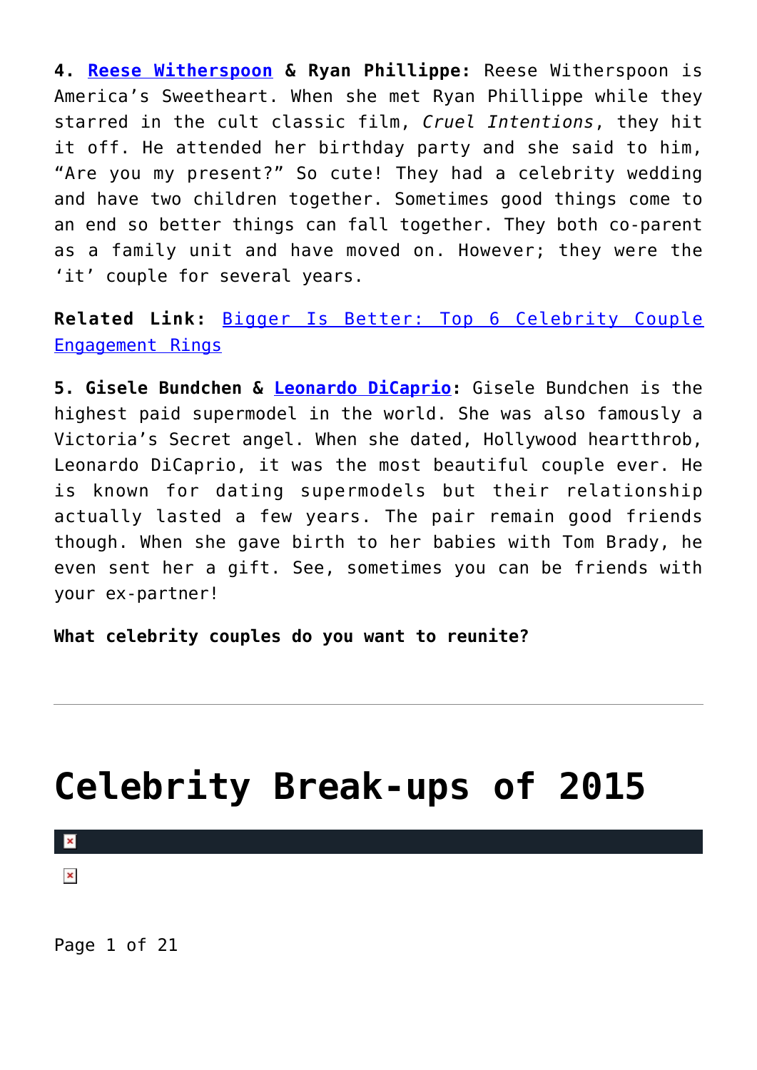**4. Reese Witherspoon & Ryan Phillippe:** Reese Witherspoon is America's Sweetheart. When she met Ryan Phillippe while they starred in the cult classic film, *Cruel Intentions*, they hit it off. He attended her birthday party and she said to him, "Are you my present?" So cute! They had a celebrity wedding and have two children together. Sometimes good things come to an end so better things can fall together. They both co-parent as a family unit and have moved on. However; they were the 'it' couple for several years.

**Related Link:** Bigger Is Better: Top 6 Celebrity Couple Engagement Rings

**5. Gisele Bundchen & Leonardo DiCaprio:** Gisele Bundchen is the highest paid supermodel in the world. She was also famously a Victoria's Secret angel. When she dated, Hollywood heartthrob, Leonardo DiCaprio, it was the most beautiful couple ever. He is known for dating supermodels but their relationship actually lasted a few years. The pair remain good friends though. When she gave birth to her babies with Tom Brady, he even sent her a gift. See, sometimes you can be friends with your ex-partner!

**What celebrity couples do you want to reunite?**

---

# Celebrity Break-ups of 2015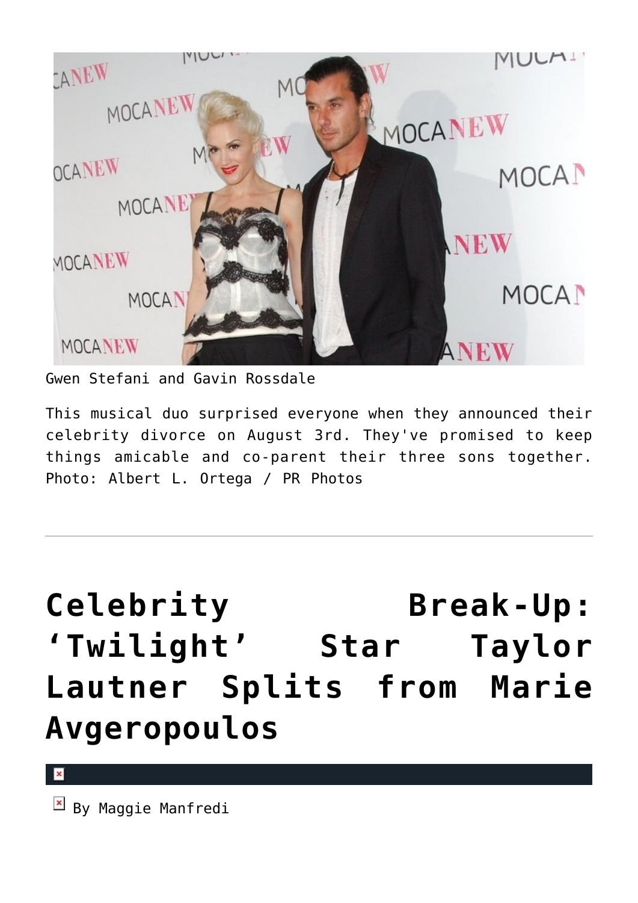Gwen Stefani and Gavin Rossdale

This musical duo surprised everyone when they announced their celebrity divorce on August 3rd. They've promised to keep things amicable and co-parent their three sons together. Photo: Albert L. Ortega / PR Photos

---

# Celebrity Break-Up: 'Twilight' Star Taylor Lautner Splits from Marie Avgeropoulos

By Maggie Manfredi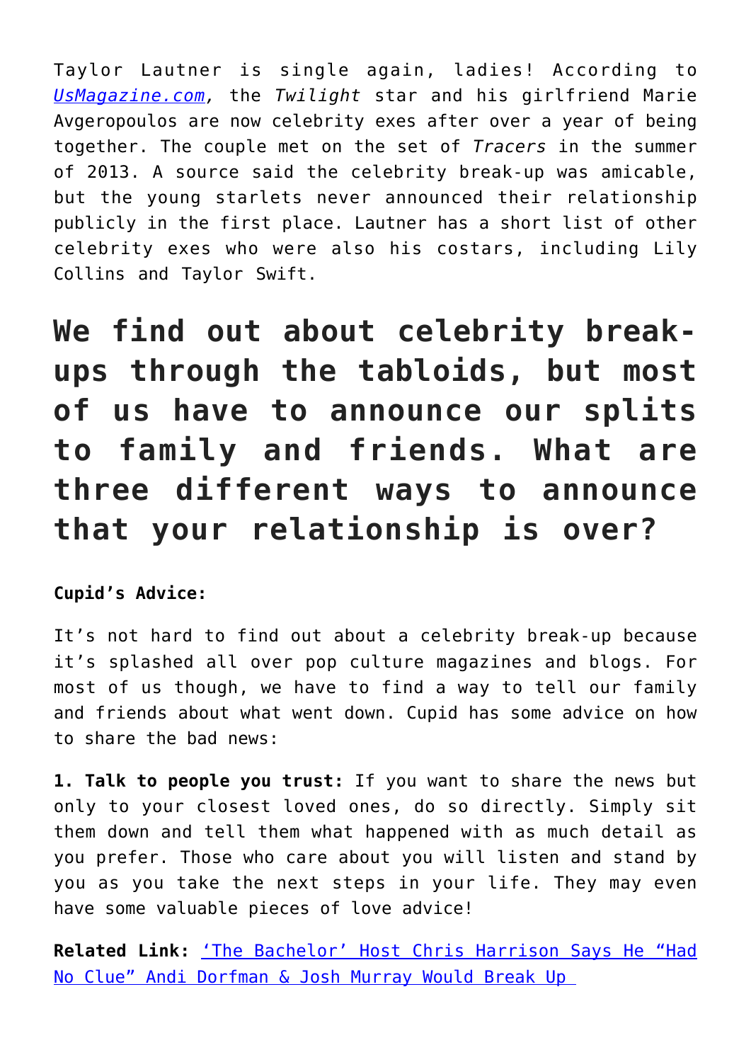Taylor Lautner is single again, ladies! According to *UsMagazine.com,* the *Twilight* star and his girlfriend Marie Avgeropoulos are now celebrity exes after over a year of being together. The couple met on the set of *Tracers* in the summer of 2013. A source said the celebrity break-up was amicable, but the young starlets never announced their relationship publicly in the first place. Lautner has a short list of other celebrity exes who were also his costars, including Lily Collins and Taylor Swift.

## We find out about celebrity break-ups through the tabloids, but most of us have to announce our splits to family and friends. What are three different ways to announce that your relationship is over?

**Cupid's Advice:**

It's not hard to find out about a celebrity break-up because it's splashed all over pop culture magazines and blogs. For most of us though, we have to find a way to tell our family and friends about what went down. Cupid has some advice on how to share the bad news:

**1. Talk to people you trust:** If you want to share the news but only to your closest loved ones, do so directly. Simply sit them down and tell them what happened with as much detail as you prefer. Those who care about you will listen and stand by you as you take the next steps in your life. They may even have some valuable pieces of love advice!

**Related Link:** 'The Bachelor' Host Chris Harrison Says He "Had No Clue" Andi Dorfman & Josh Murray Would Break Up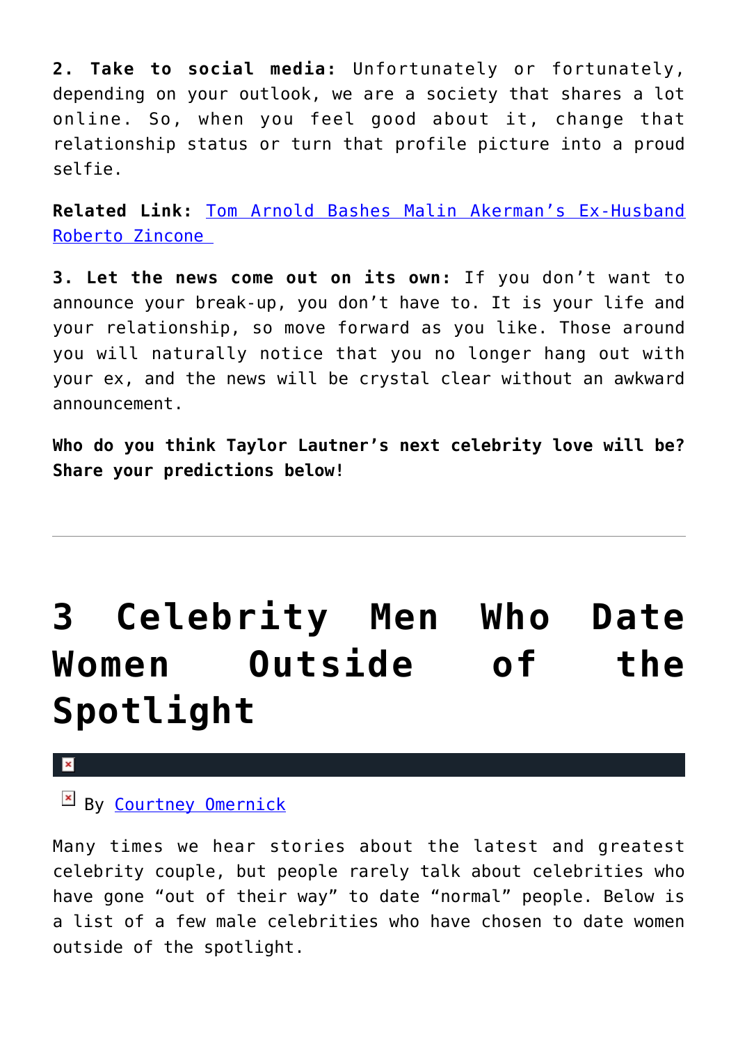**2. Take to social media:** Unfortunately or fortunately, depending on your outlook, we are a society that shares a lot online. So, when you feel good about it, change that relationship status or turn that profile picture into a proud selfie.

**Related Link:** Tom Arnold Bashes Malin Akerman's Ex-Husband Roberto Zincone

**3. Let the news come out on its own:** If you don't want to announce your break-up, you don't have to. It is your life and your relationship, so move forward as you like. Those around you will naturally notice that you no longer hang out with your ex, and the news will be crystal clear without an awkward announcement.

**Who do you think Taylor Lautner's next celebrity love will be? Share your predictions below!**

---

# 3 Celebrity Men Who Date Women Outside of the Spotlight

By Courtney Omernick

Many times we hear stories about the latest and greatest celebrity couple, but people rarely talk about celebrities who have gone "out of their way" to date "normal" people. Below is a list of a few male celebrities who have chosen to date women outside of the spotlight.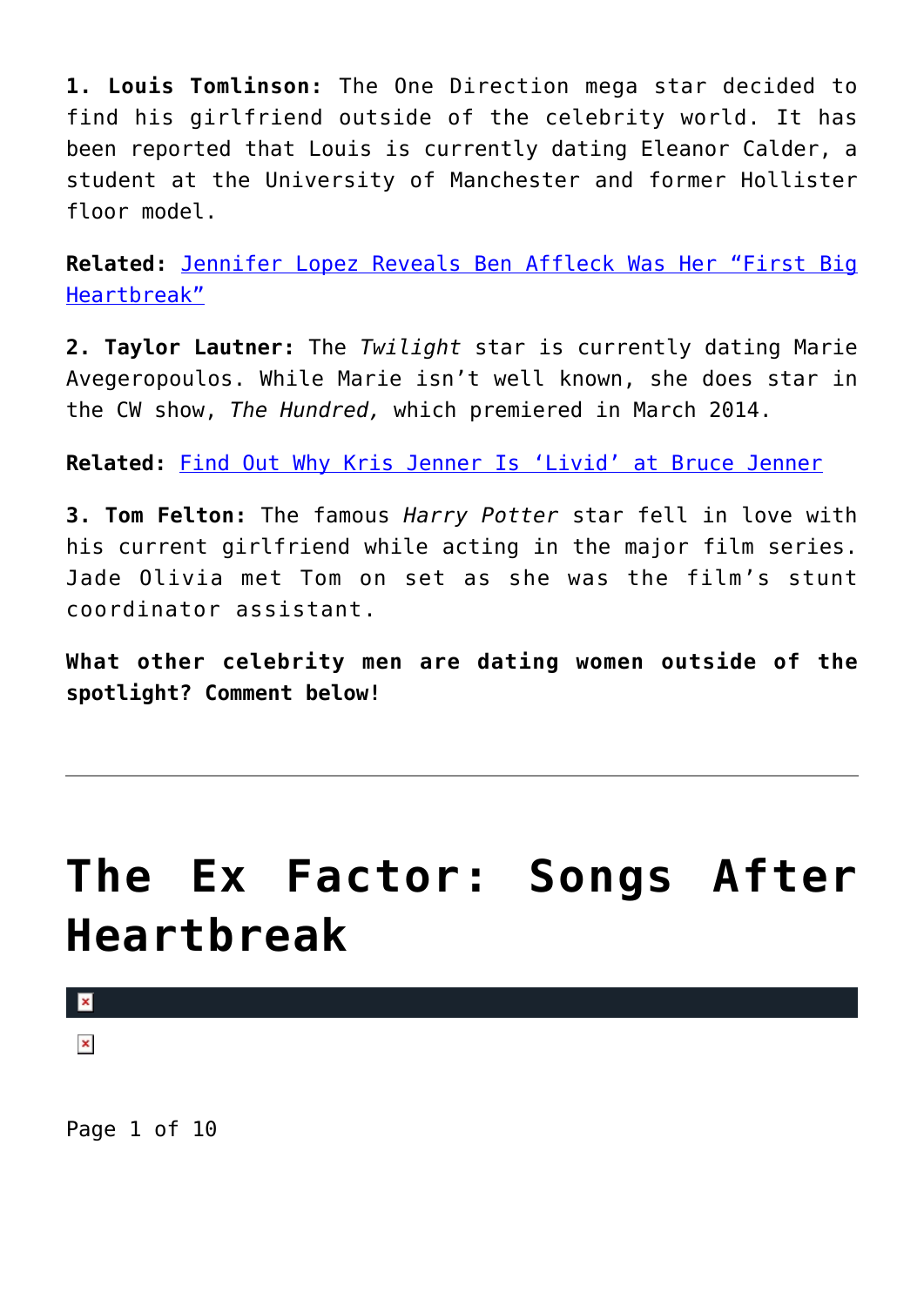**1. Louis Tomlinson:** The One Direction mega star decided to find his girlfriend outside of the celebrity world. It has been reported that Louis is currently dating Eleanor Calder, a student at the University of Manchester and former Hollister floor model.

**Related:** [Jennifer Lopez Reveals Ben Affleck Was Her "First Big Heartbreak"]()

**2. Taylor Lautner:** The *Twilight* star is currently dating Marie Avegeropoulos. While Marie isn't well known, she does star in the CW show, *The Hundred,* which premiered in March 2014.

**Related:** [Find Out Why Kris Jenner Is 'Livid' at Bruce Jenner]()

**3. Tom Felton:** The famous *Harry Potter* star fell in love with his current girlfriend while acting in the major film series. Jade Olivia met Tom on set as she was the film's stunt coordinator assistant.

**What other celebrity men are dating women outside of the spotlight? Comment below!**

---

# The Ex Factor: Songs After Heartbreak

Page 1 of 10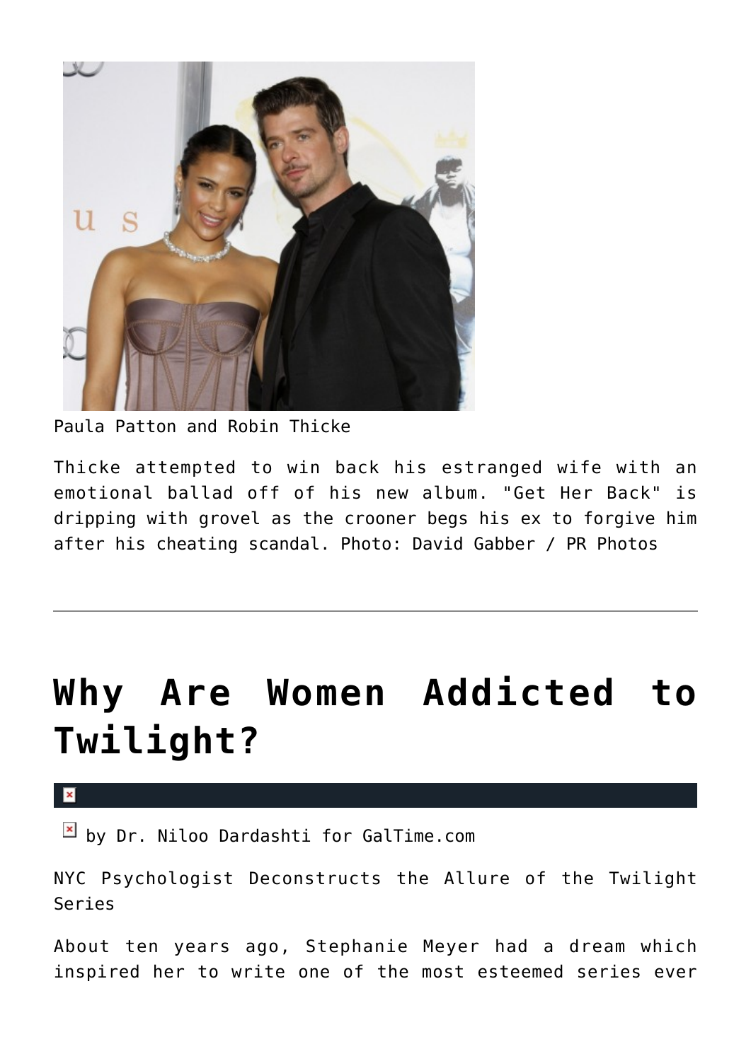Paula Patton and Robin Thicke

Thicke attempted to win back his estranged wife with an emotional ballad off of his new album. "Get Her Back" is dripping with grovel as the crooner begs his ex to forgive him after his cheating scandal. Photo: David Gabber / PR Photos

---

# Why Are Women Addicted to Twilight?

by Dr. Niloo Dardashti for GalTime.com

NYC Psychologist Deconstructs the Allure of the Twilight Series

About ten years ago, Stephanie Meyer had a dream which inspired her to write one of the most esteemed series ever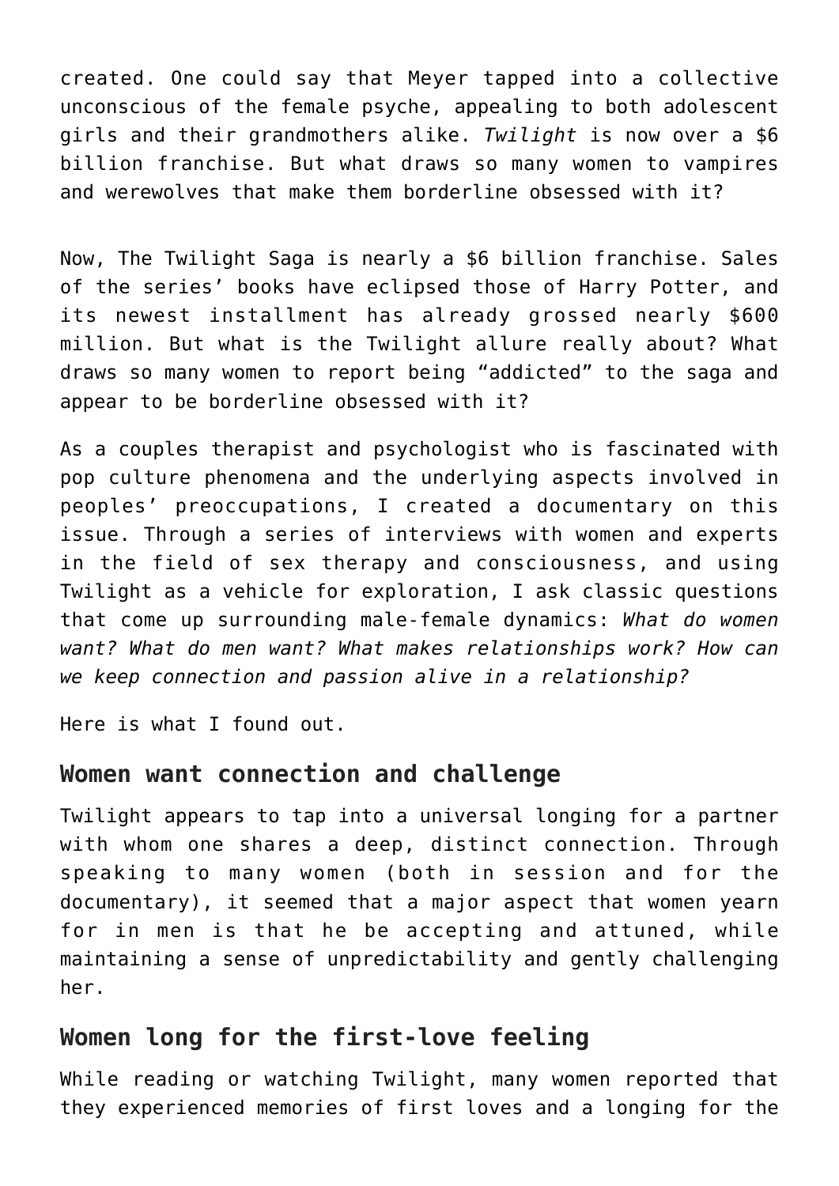created. One could say that Meyer tapped into a collective unconscious of the female psyche, appealing to both adolescent girls and their grandmothers alike. *Twilight* is now over a $6 billion franchise. But what draws so many women to vampires and werewolves that make them borderline obsessed with it?

Now, The Twilight Saga is nearly a $6 billion franchise. Sales of the series' books have eclipsed those of Harry Potter, and its newest installment has already grossed nearly $600 million. But what is the Twilight allure really about? What draws so many women to report being "addicted" to the saga and appear to be borderline obsessed with it?

As a couples therapist and psychologist who is fascinated with pop culture phenomena and the underlying aspects involved in peoples' preoccupations, I created a documentary on this issue. Through a series of interviews with women and experts in the field of sex therapy and consciousness, and using Twilight as a vehicle for exploration, I ask classic questions that come up surrounding male-female dynamics: *What do women want? What do men want? What makes relationships work? How can we keep connection and passion alive in a relationship?*

Here is what I found out.

## Women want connection and challenge

Twilight appears to tap into a universal longing for a partner with whom one shares a deep, distinct connection. Through speaking to many women (both in session and for the documentary), it seemed that a major aspect that women yearn for in men is that he be accepting and attuned, while maintaining a sense of unpredictability and gently challenging her.

## Women long for the first-love feeling

While reading or watching Twilight, many women reported that they experienced memories of first loves and a longing for the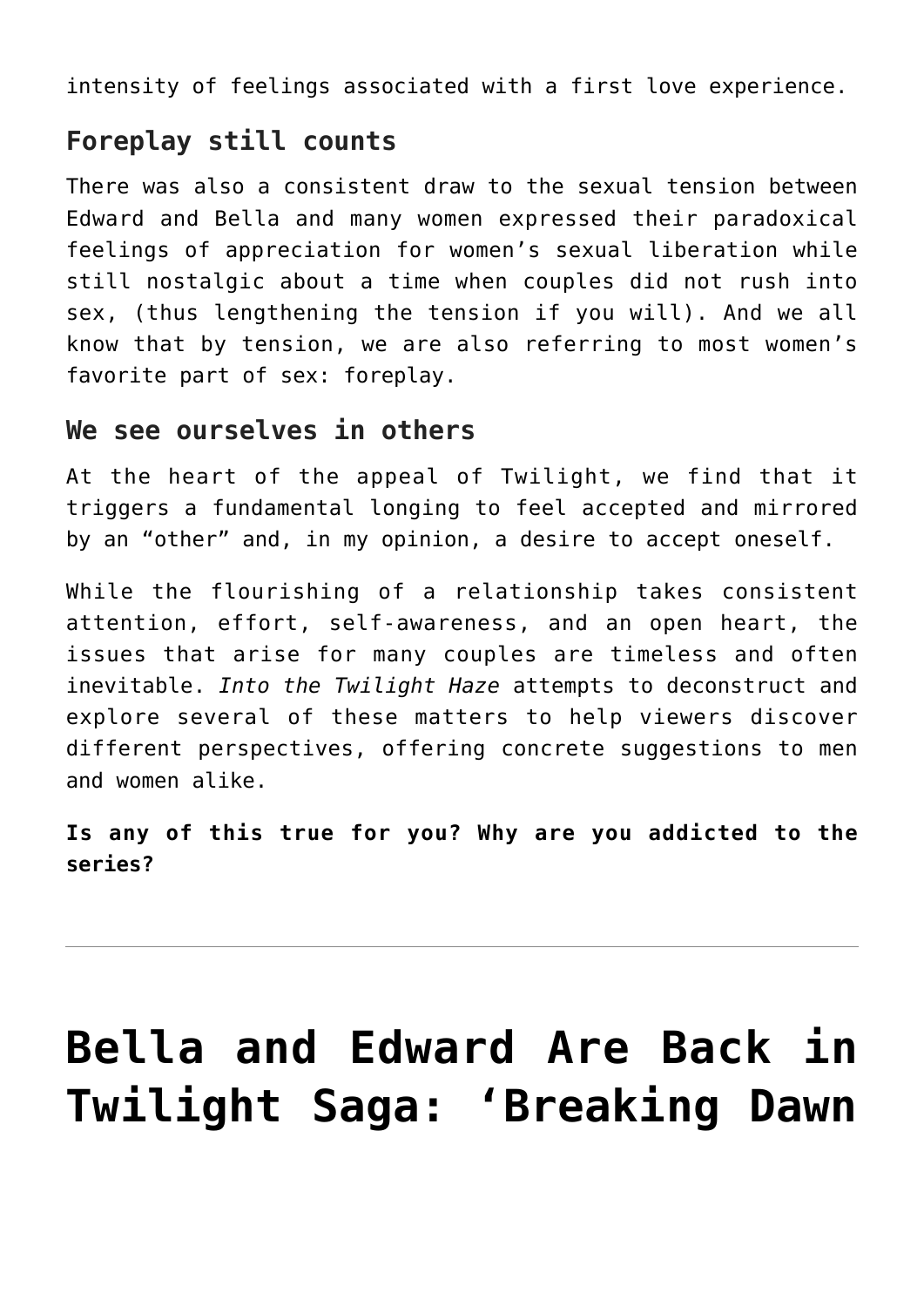intensity of feelings associated with a first love experience.

## Foreplay still counts

There was also a consistent draw to the sexual tension between Edward and Bella and many women expressed their paradoxical feelings of appreciation for women's sexual liberation while still nostalgic about a time when couples did not rush into sex, (thus lengthening the tension if you will). And we all know that by tension, we are also referring to most women's favorite part of sex: foreplay.

## We see ourselves in others

At the heart of the appeal of Twilight, we find that it triggers a fundamental longing to feel accepted and mirrored by an "other" and, in my opinion, a desire to accept oneself.

While the flourishing of a relationship takes consistent attention, effort, self-awareness, and an open heart, the issues that arise for many couples are timeless and often inevitable. *Into the Twilight Haze* attempts to deconstruct and explore several of these matters to help viewers discover different perspectives, offering concrete suggestions to men and women alike.

**Is any of this true for you? Why are you addicted to the series?**

---

# Bella and Edward Are Back in Twilight Saga: 'Breaking Dawn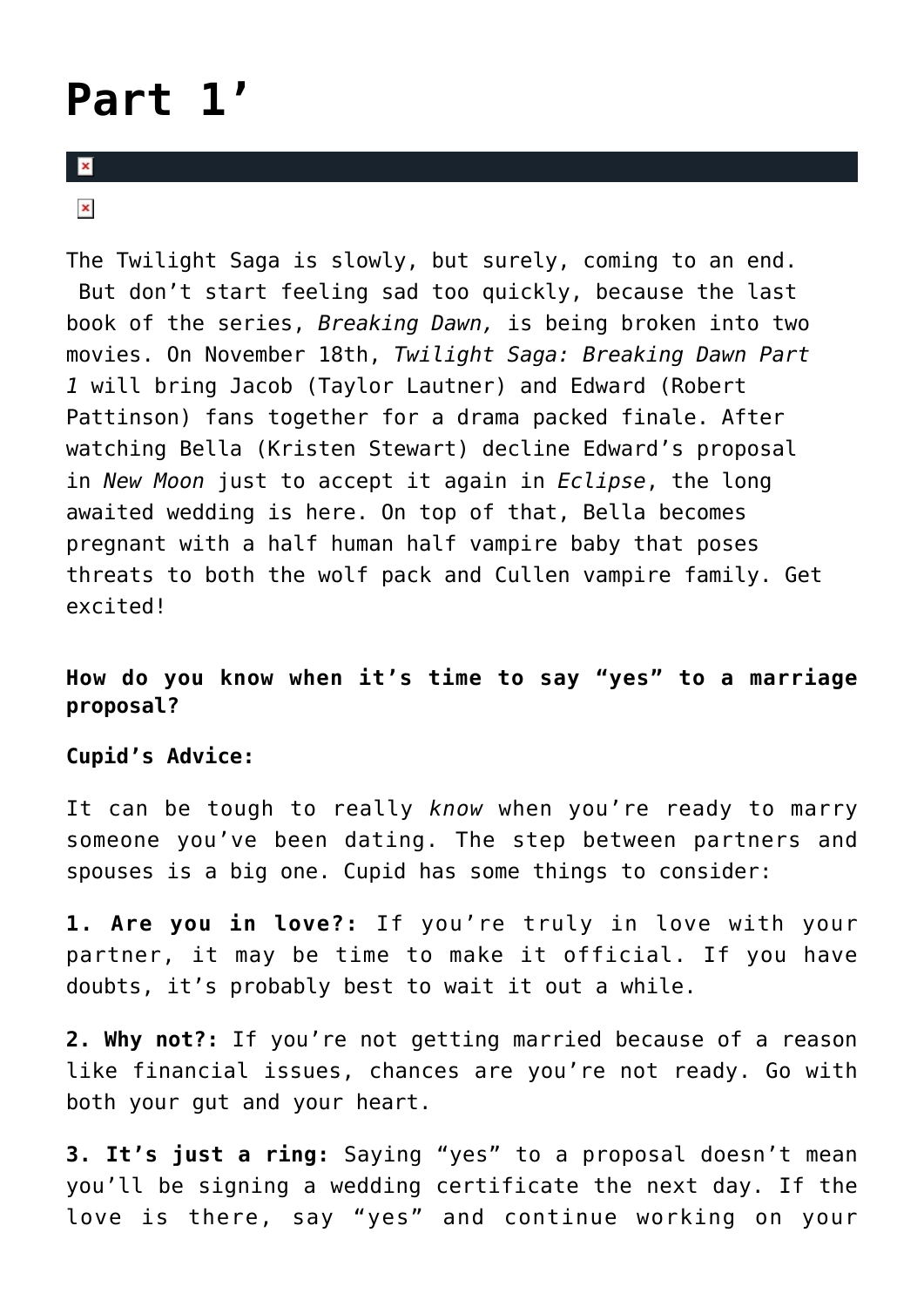# Part 1’

The Twilight Saga is slowly, but surely, coming to an end. But don’t start feeling sad too quickly, because the last book of the series, *Breaking Dawn,* is being broken into two movies. On November 18th, *Twilight Saga: Breaking Dawn Part 1* will bring Jacob (Taylor Lautner) and Edward (Robert Pattinson) fans together for a drama packed finale. After watching Bella (Kristen Stewart) decline Edward’s proposal in *New Moon* just to accept it again in *Eclipse*, the long awaited wedding is here. On top of that, Bella becomes pregnant with a half human half vampire baby that poses threats to both the wolf pack and Cullen vampire family. Get excited!

**How do you know when it’s time to say “yes” to a marriage proposal?**

**Cupid’s Advice:**

It can be tough to really *know* when you’re ready to marry someone you’ve been dating. The step between partners and spouses is a big one. Cupid has some things to consider:

**1. Are you in love?:** If you’re truly in love with your partner, it may be time to make it official. If you have doubts, it’s probably best to wait it out a while.

**2. Why not?:** If you’re not getting married because of a reason like financial issues, chances are you’re not ready. Go with both your gut and your heart.

**3. It’s just a ring:** Saying “yes” to a proposal doesn’t mean you’ll be signing a wedding certificate the next day. If the love is there, say “yes” and continue working on your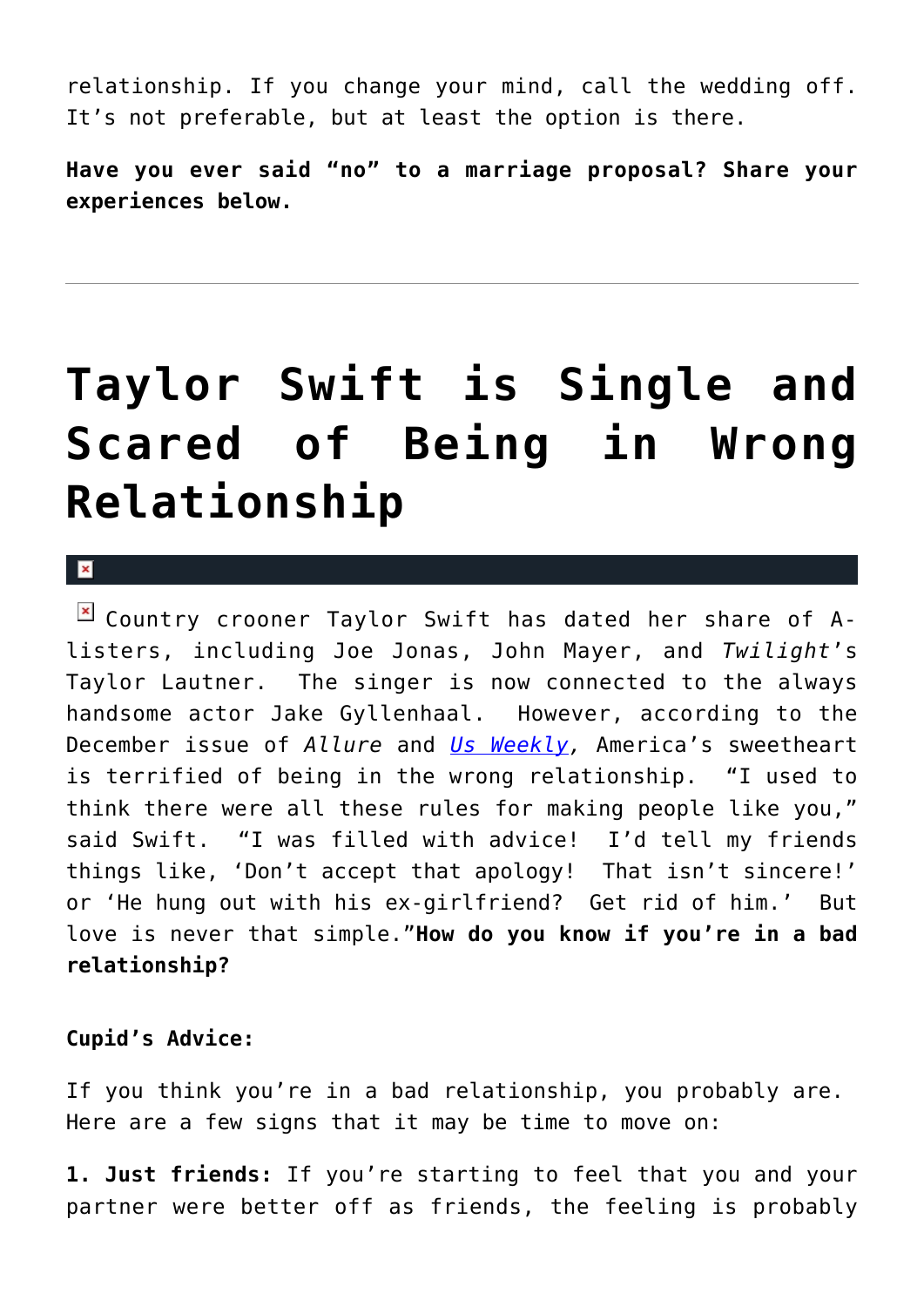relationship. If you change your mind, call the wedding off. It's not preferable, but at least the option is there.

**Have you ever said "no" to a marriage proposal? Share your experiences below.**

---

# Taylor Swift is Single and Scared of Being in Wrong Relationship

Country crooner Taylor Swift has dated her share of A-listers, including Joe Jonas, John Mayer, and *Twilight*'s Taylor Lautner. The singer is now connected to the always handsome actor Jake Gyllenhaal. However, according to the December issue of *Allure* and *Us Weekly*, America's sweetheart is terrified of being in the wrong relationship. "I used to think there were all these rules for making people like you," said Swift. "I was filled with advice! I'd tell my friends things like, 'Don't accept that apology! That isn't sincere!' or 'He hung out with his ex-girlfriend? Get rid of him.' But love is never that simple."**How do you know if you're in a bad relationship?**

**Cupid's Advice:**

If you think you're in a bad relationship, you probably are. Here are a few signs that it may be time to move on:

**1. Just friends:** If you're starting to feel that you and your partner were better off as friends, the feeling is probably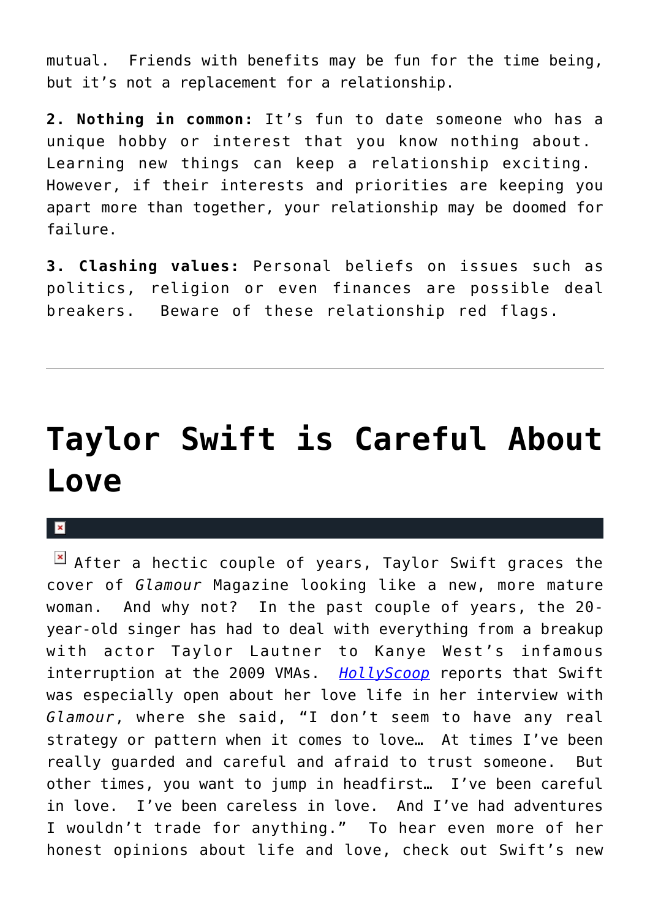mutual. Friends with benefits may be fun for the time being, but it's not a replacement for a relationship.

**2. Nothing in common:** It's fun to date someone who has a unique hobby or interest that you know nothing about. Learning new things can keep a relationship exciting. However, if their interests and priorities are keeping you apart more than together, your relationship may be doomed for failure.

**3. Clashing values:** Personal beliefs on issues such as politics, religion or even finances are possible deal breakers. Beware of these relationship red flags.

---

# Taylor Swift is Careful About Love

After a hectic couple of years, Taylor Swift graces the cover of *Glamour* Magazine looking like a new, more mature woman. And why not? In the past couple of years, the 20-year-old singer has had to deal with everything from a breakup with actor Taylor Lautner to Kanye West's infamous interruption at the 2009 VMAs. *HollyScoop* reports that Swift was especially open about her love life in her interview with *Glamour*, where she said, "I don't seem to have any real strategy or pattern when it comes to love… At times I've been really guarded and careful and afraid to trust someone. But other times, you want to jump in headfirst… I've been careful in love. I've been careless in love. And I've had adventures I wouldn't trade for anything." To hear even more of her honest opinions about life and love, check out Swift's new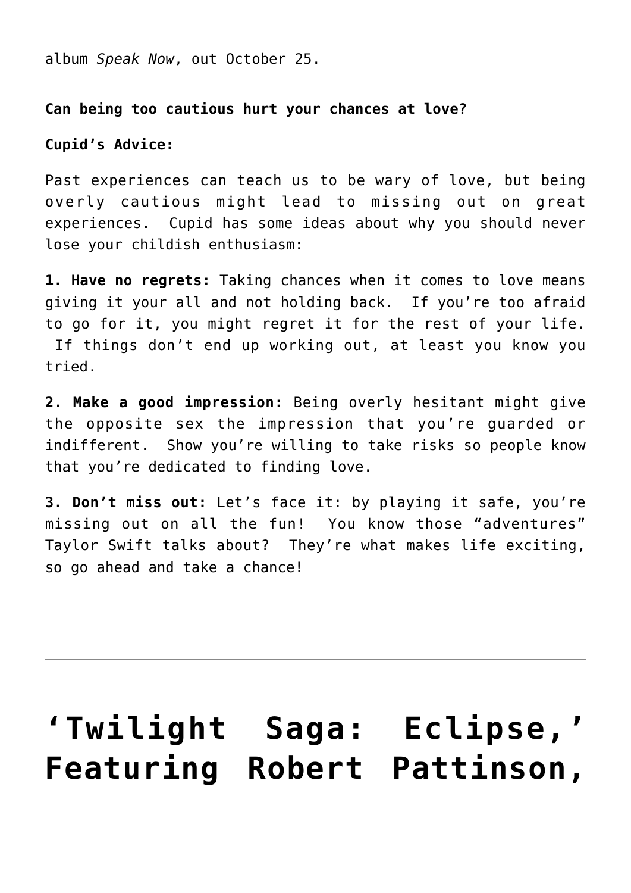album *Speak Now*, out October 25.

**Can being too cautious hurt your chances at love?**

**Cupid's Advice:**

Past experiences can teach us to be wary of love, but being overly cautious might lead to missing out on great experiences. Cupid has some ideas about why you should never lose your childish enthusiasm:

**1. Have no regrets:** Taking chances when it comes to love means giving it your all and not holding back. If you're too afraid to go for it, you might regret it for the rest of your life. If things don't end up working out, at least you know you tried.

**2. Make a good impression:** Being overly hesitant might give the opposite sex the impression that you're guarded or indifferent. Show you're willing to take risks so people know that you're dedicated to finding love.

**3. Don't miss out:** Let's face it: by playing it safe, you're missing out on all the fun! You know those "adventures" Taylor Swift talks about? They're what makes life exciting, so go ahead and take a chance!

---

# 'Twilight Saga: Eclipse,' Featuring Robert Pattinson,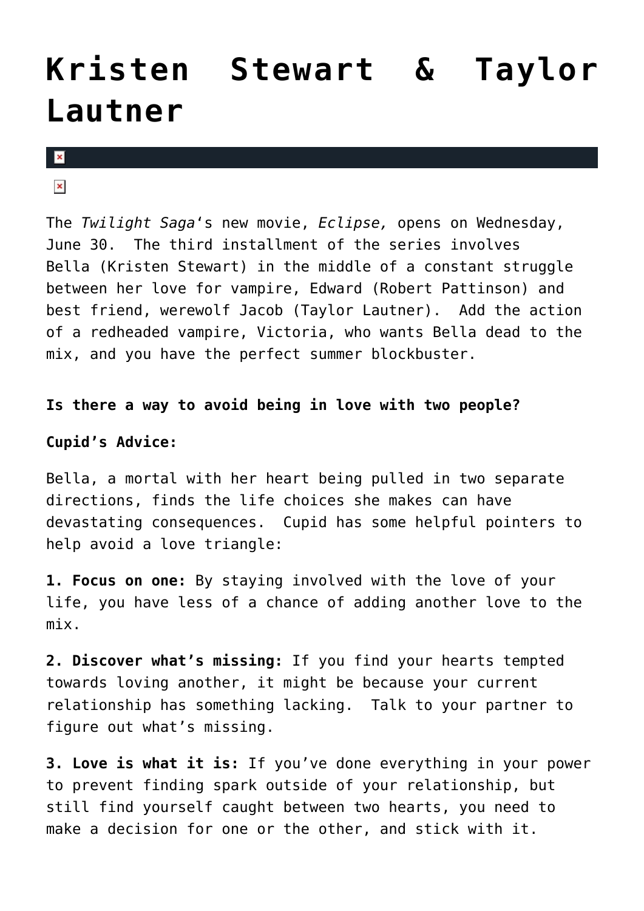# Kristen Stewart & Taylor Lautner

The *Twilight Saga*'s new movie, *Eclipse,* opens on Wednesday, June 30. The third installment of the series involves Bella (Kristen Stewart) in the middle of a constant struggle between her love for vampire, Edward (Robert Pattinson) and best friend, werewolf Jacob (Taylor Lautner). Add the action of a redheaded vampire, Victoria, who wants Bella dead to the mix, and you have the perfect summer blockbuster.

**Is there a way to avoid being in love with two people?**

**Cupid's Advice:**

Bella, a mortal with her heart being pulled in two separate directions, finds the life choices she makes can have devastating consequences. Cupid has some helpful pointers to help avoid a love triangle:

**1. Focus on one:** By staying involved with the love of your life, you have less of a chance of adding another love to the mix.

**2. Discover what's missing:** If you find your hearts tempted towards loving another, it might be because your current relationship has something lacking. Talk to your partner to figure out what's missing.

**3. Love is what it is:** If you've done everything in your power to prevent finding spark outside of your relationship, but still find yourself caught between two hearts, you need to make a decision for one or the other, and stick with it.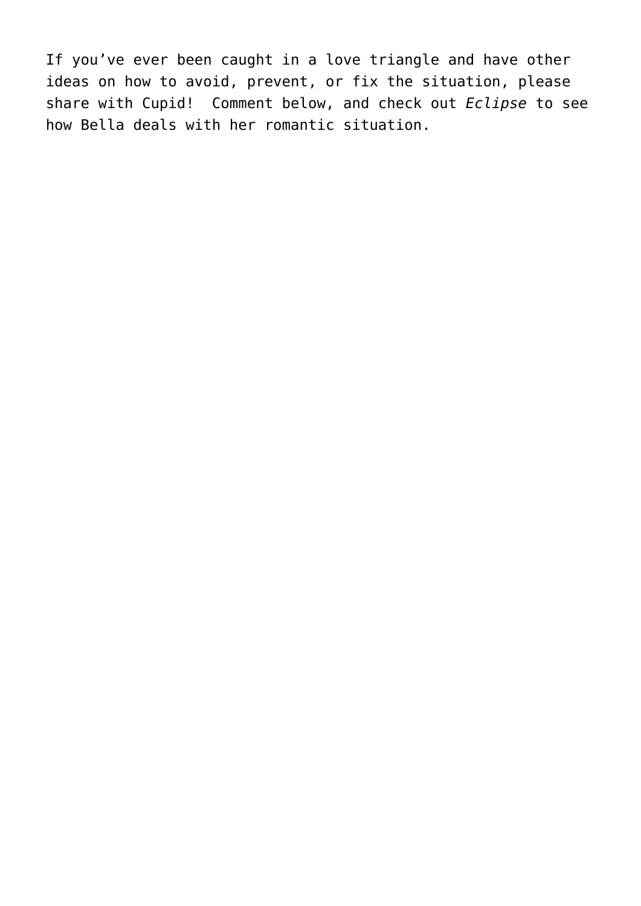If you've ever been caught in a love triangle and have other ideas on how to avoid, prevent, or fix the situation, please share with Cupid!  Comment below, and check out *Eclipse* to see how Bella deals with her romantic situation.